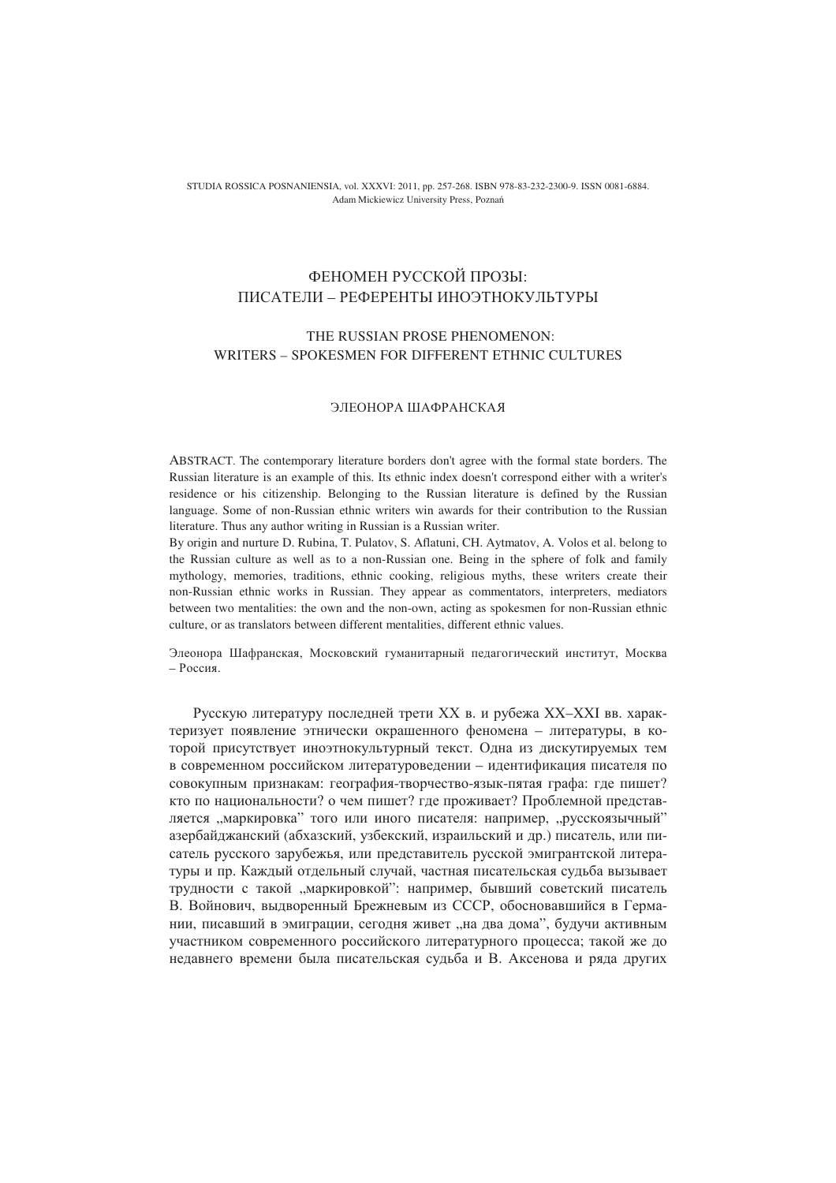STUDIA ROSSICA POSNANIENSIA, vol. XXXVI: 2011, pp. 257-268. ISBN 978-83-232-2300-9. ISSN 0081-6884.
Adam Mickiewicz University Press, Poznań

# ФЕНОМЕН РУССКОЙ ПРОЗЫ: ПИСАТЕЛИ – РЕФЕРЕНТЫ ИНОЭТНОКУЛЬТУРЫ

## THE RUSSIAN PROSE PHENOMENON: WRITERS – SPOKESMEN FOR DIFFERENT ETHNIC CULTURES

ЭЛЕОНОРА ШАФРАНСКАЯ

ABSTRACT. The contemporary literature borders don't agree with the formal state borders. The Russian literature is an example of this. Its ethnic index doesn't correspond either with a writer's residence or his citizenship. Belonging to the Russian literature is defined by the Russian language. Some of non-Russian ethnic writers win awards for their contribution to the Russian literature. Thus any author writing in Russian is a Russian writer.

By origin and nurture D. Rubina, T. Pulatov, S. Aflatuni, CH. Aytmatov, A. Volos et al. belong to the Russian culture as well as to a non-Russian one. Being in the sphere of folk and family mythology, memories, traditions, ethnic cooking, religious myths, these writers create their non-Russian ethnic works in Russian. They appear as commentators, interpreters, mediators between two mentalities: the own and the non-own, acting as spokesmen for non-Russian ethnic culture, or as translators between different mentalities, different ethnic values.

Элеонора Шафранская, Московский гуманитарный педагогический институт, Москва – Россия.

Русскую литературу последней трети XX в. и рубежа XX–XXI вв. характеризует появление этнически окрашенного феномена – литературы, в которой присутствует иноэтнокультурный текст. Одна из дискутируемых тем в современном российском литературоведении – идентификация писателя по совокупным признакам: география-творчество-язык-пятая графа: где пишет? кто по национальности? о чем пишет? где проживает? Проблемной представляется „маркировка" того или иного писателя: например, „русскоязычный" азербайджанский (абхазский, узбекский, израильский и др.) писатель, или писатель русского зарубежья, или представитель русской эмигрантской литературы и пр. Каждый отдельный случай, частная писательская судьба вызывает трудности с такой „маркировкой": например, бывший советский писатель В. Войнович, выдворенный Брежневым из СССР, обосновавшийся в Германии, писавший в эмиграции, сегодня живет „на два дома", будучи активным участником современного российского литературного процесса; такой же до недавнего времени была писательская судьба и В. Аксенова и ряда других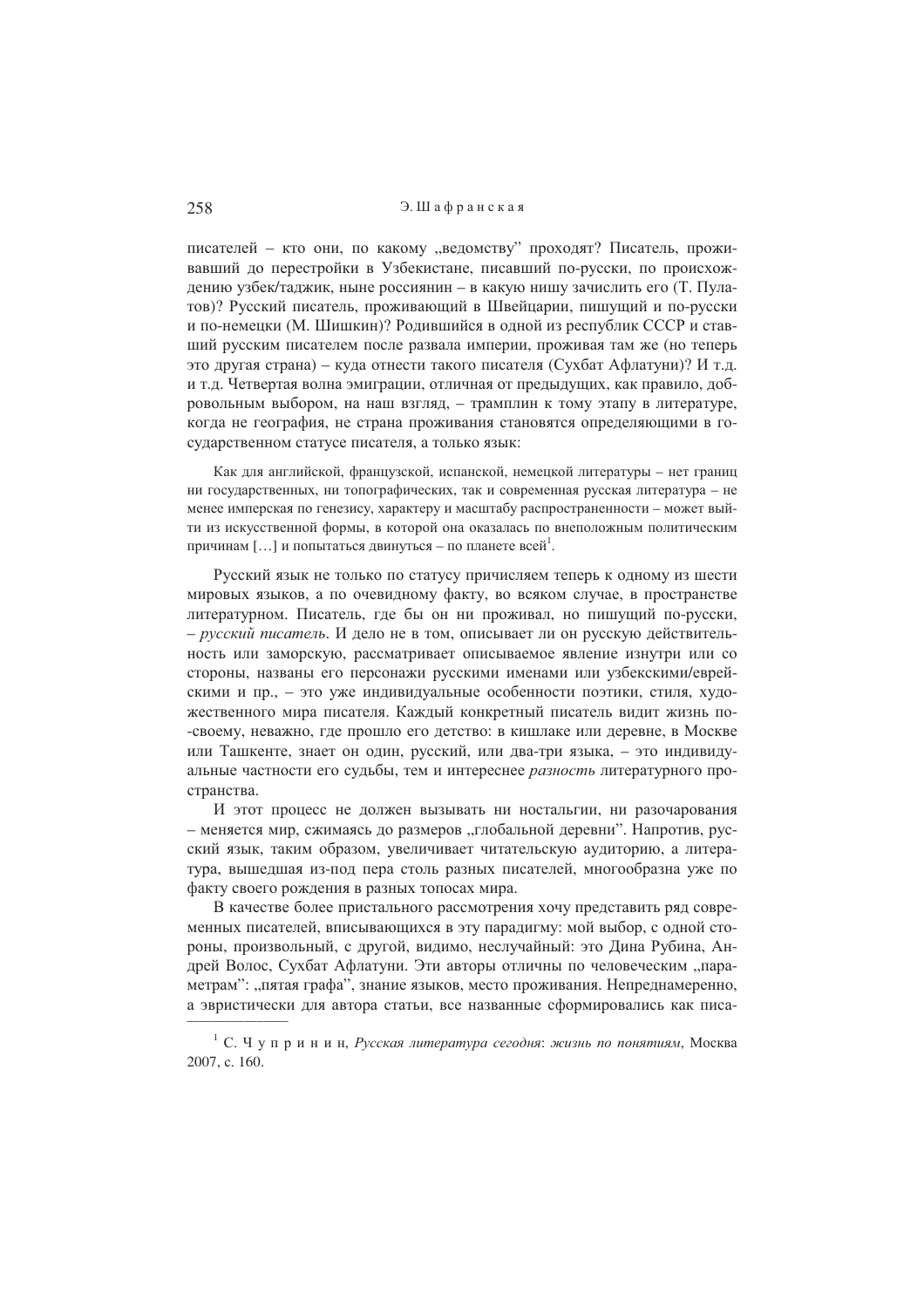писателей – кто они, по какому „ведомству” проходят? Писатель, проживавший до перестройки в Узбекистане, писавший по-русски, по происхождению узбек/таджик, ныне россиянин – в какую нишу зачислить его (Т. Пулатов)? Русский писатель, проживающий в Швейцарии, пишущий и по-русски и по-немецки (М. Шишкин)? Родившийся в одной из республик СССР и ставший русским писателем после развала империи, проживая там же (но теперь это другая страна) – куда отнести такого писателя (Сухбат Афлатуни)? И т.д. и т.д. Четвертая волна эмиграции, отличная от предыдущих, как правило, добровольным выбором, на наш взгляд, – трамплин к тому этапу в литературе, когда не география, не страна проживания становятся определяющими в государственном статусе писателя, а только язык:

> Как для английской, французской, испанской, немецкой литературы – нет границ ни государственных, ни топографических, так и современная русская литература – не менее имперская по генезису, характеру и масштабу распространенности – может выйти из искусственной формы, в которой она оказалась по внеположным политическим причинам […] и попытаться двинуться – по планете всей[1].

Русский язык не только по статусу причисляем теперь к одному из шести мировых языков, а по очевидному факту, во всяком случае, в пространстве литературном. Писатель, где бы он ни проживал, но пишущий по-русски, – *русский писатель*. И дело не в том, описывает ли он русскую действительность или заморскую, рассматривает описываемое явление изнутри или со стороны, названы его персонажи русскими именами или узбекскими/еврейскими и пр., – это уже индивидуальные особенности поэтики, стиля, художественного мира писателя. Каждый конкретный писатель видит жизнь по-своему, неважно, где прошло его детство: в кишлаке или деревне, в Москве или Ташкенте, знает он один, русский, или два-три языка, – это индивидуальные частности его судьбы, тем и интереснее *разность* литературного пространства.

И этот процесс не должен вызывать ни ностальгии, ни разочарования – меняется мир, сжимаясь до размеров „глобальной деревни”. Напротив, русский язык, таким образом, увеличивает читательскую аудиторию, а литература, вышедшая из-под пера столь разных писателей, многообразна уже по факту своего рождения в разных топосах мира.

В качестве более пристального рассмотрения хочу представить ряд современных писателей, вписывающихся в эту парадигму: мой выбор, с одной стороны, произвольный, с другой, видимо, неслучайный: это Дина Рубина, Андрей Волос, Сухбат Афлатуни. Эти авторы отличны по человеческим „параметрам”: „пятая графа”, знание языков, место проживания. Непреднамеренно, а эвристически для автора статьи, все названные сформировались как писа-

---

[1] С. Чупринин, *Русская литература сегодня*: *жизнь по понятиям*, Москва 2007, с. 160.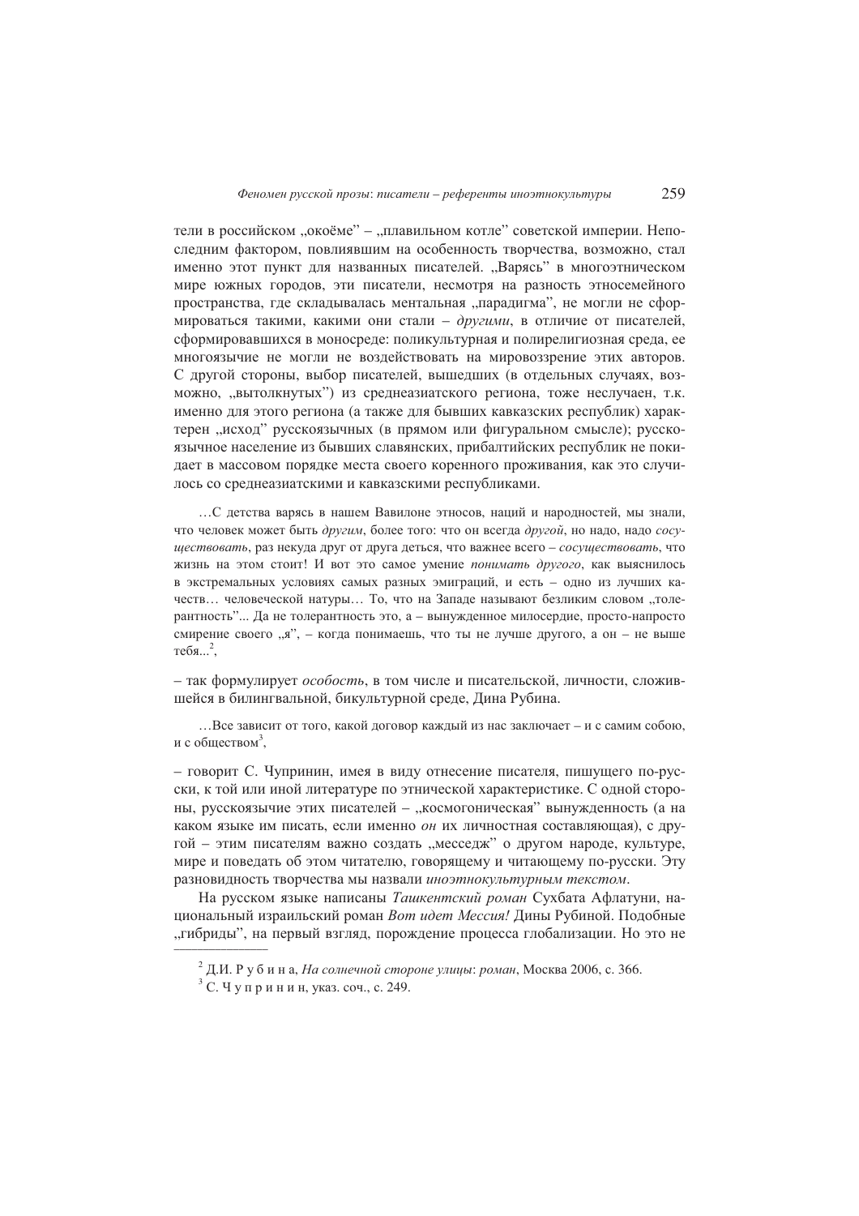тели в российском „окоёме” – „плавильном котле” советской империи. Непоследним фактором, повлиявшим на особенность творчества, возможно, стал именно этот пункт для названных писателей. „Варясь” в многоэтническом мире южных городов, эти писатели, несмотря на разность этносемейного пространства, где складывалась ментальная „парадигма”, не могли не сформироваться такими, какими они стали – *другими*, в отличие от писателей, сформировавшихся в моносреде: поликультурная и полирелигиозная среда, ее многоязычие не могли не воздействовать на мировоззрение этих авторов. С другой стороны, выбор писателей, вышедших (в отдельных случаях, возможно, „вытолкнутых”) из среднеазиатского региона, тоже неслучаен, т.к. именно для этого региона (а также для бывших кавказских республик) характерен „исход” русскоязычных (в прямом или фигуральном смысле); русскоязычное население из бывших славянских, прибалтийских республик не покидает в массовом порядке места своего коренного проживания, как это случилось со среднеазиатскими и кавказскими республиками.

> …С детства варясь в нашем Вавилоне этносов, наций и народностей, мы знали, что человек может быть *другим*, более того: что он всегда *другой*, но надо, надо *сосуществовать*, раз некуда друг от друга деться, что важнее всего – *сосуществовать*, что жизнь на этом стоит! И вот это самое умение *понимать другого*, как выяснилось в экстремальных условиях самых разных эмиграций, и есть – одно из лучших качеств… человеческой натуры… То, что на Западе называют безликим словом „толерантность”... Да не толерантность это, а – вынужденное милосердие, просто-напросто смирение своего „я”, – когда понимаешь, что ты не лучше другого, а он – не выше тебя...[2],

– так формулирует *особость*, в том числе и писательской, личности, сложившейся в билингвальной, бикультурной среде, Дина Рубина.

> …Все зависит от того, какой договор каждый из нас заключает – и с самим собою, и с обществом[3],

– говорит С. Чупринин, имея в виду отнесение писателя, пишущего по-русски, к той или иной литературе по этнической характеристике. С одной стороны, русскоязычие этих писателей – „космогоническая” вынужденность (а на каком языке им писать, если именно *он* их личностная составляющая), с другой – этим писателям важно создать „месседж” о другом народе, культуре, мире и поведать об этом читателю, говорящему и читающему по-русски. Эту разновидность творчества мы назвали *иноэтнокультурным текстом*.

На русском языке написаны *Ташкентский роман* Сухбата Афлатуни, национальный израильский роман *Вот идет Мессия!* Дины Рубиной. Подобные „гибриды”, на первый взгляд, порождение процесса глобализации. Но это не

---

[2] Д.И. Р у б и н а, *На солнечной стороне улицы*: *роман*, Москва 2006, с. 366.

[3] С. Ч у п р и н и н, указ. соч., с. 249.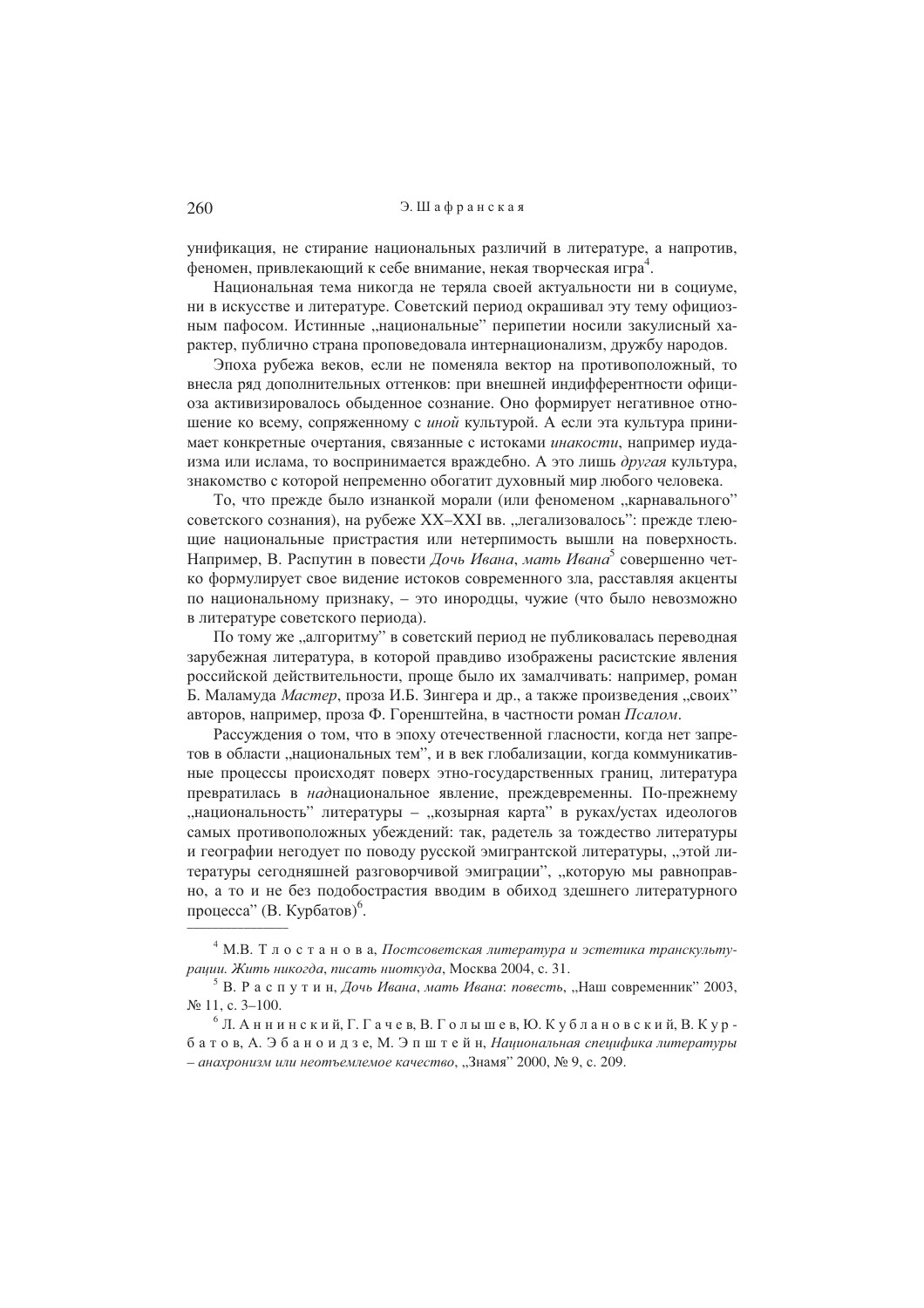унификация, не стирание национальных различий в литературе, а напротив, феномен, привлекающий к себе внимание, некая творческая игра[4].

Национальная тема никогда не теряла своей актуальности ни в социуме, ни в искусстве и литературе. Советский период окрашивал эту тему официозным пафосом. Истинные „национальные" перипетии носили закулисный характер, публично страна проповедовала интернационализм, дружбу народов.

Эпоха рубежа веков, если не поменяла вектор на противоположный, то внесла ряд дополнительных оттенков: при внешней индифферентности официоза активизировалось обыденное сознание. Оно формирует негативное отношение ко всему, сопряженному с *иной* культурой. А если эта культура принимает конкретные очертания, связанные с истоками *инакости*, например иудаизма или ислама, то воспринимается враждебно. А это лишь *другая* культура, знакомство с которой непременно обогатит духовный мир любого человека.

То, что прежде было изнанкой морали (или феноменом „карнавального" советского сознания), на рубеже XX–XXI вв. „легализовалось": прежде тлеющие национальные пристрастия или нетерпимость вышли на поверхность. Например, В. Распутин в повести *Дочь Ивана, мать Ивана*[5] совершенно четко формулирует свое видение истоков современного зла, расставляя акценты по национальному признаку, – это инородцы, чужие (что было невозможно в литературе советского периода).

По тому же „алгоритму" в советский период не публиковалась переводная зарубежная литература, в которой правдиво изображены расистские явления российской действительности, проще было их замалчивать: например, роман Б. Маламуда *Мастер*, проза И.Б. Зингера и др., а также произведения „своих" авторов, например, проза Ф. Горенштейна, в частности роман *Псалом*.

Рассуждения о том, что в эпоху отечественной гласности, когда нет запретов в области „национальных тем", и в век глобализации, когда коммуникативные процессы происходят поверх этно-государственных границ, литература превратилась в *над*национальное явление, преждевременны. По-прежнему „национальность" литературы – „козырная карта" в руках/устах идеологов самых противоположных убеждений: так, радетель за тождество литературы и географии негодует по поводу русской эмигрантской литературы, „этой литературы сегодняшней разговорчивой эмиграции", „которую мы равноправно, а то и не без подобострастия вводим в обиход здешнего литературного процесса" (В. Курбатов)[6].

---

[4] М.В. Тлостанова, *Постсоветская литература и эстетика транскультурации. Жить никогда, писать ниоткуда*, Москва 2004, с. 31.

[5] В. Распутин, *Дочь Ивана, мать Ивана*: *повесть*, „Наш современник" 2003, № 11, с. 3–100.

[6] Л. Аннинский, Г. Гачев, В. Голышев, Ю. Кублановский, В. Курбатов, А. Эбаноидзе, М. Эпштейн, *Национальная специфика литературы – анахронизм или неотъемлемое качество*, „Знамя" 2000, № 9, с. 209.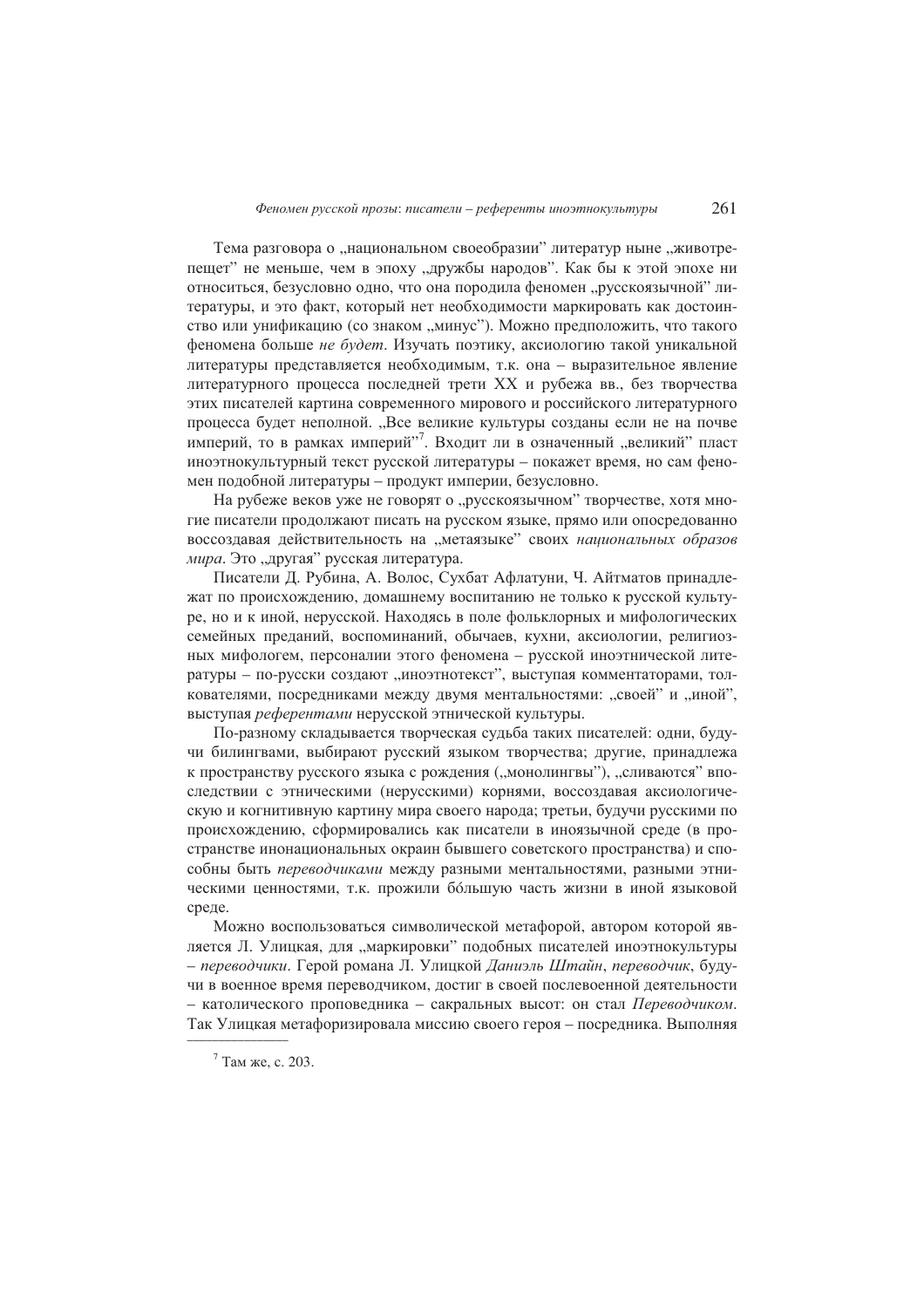Тема разговора о „национальном своеобразии" литератур ныне „животрепещет" не меньше, чем в эпоху „дружбы народов". Как бы к этой эпохе ни относиться, безусловно одно, что она породила феномен „русскоязычной" литературы, и это факт, который нет необходимости маркировать как достоинство или унификацию (со знаком „минус"). Можно предположить, что такого феномена больше *не будет*. Изучать поэтику, аксиологию такой уникальной литературы представляется необходимым, т.к. она – выразительное явление литературного процесса последней трети XX и рубежа вв., без творчества этих писателей картина современного мирового и российского литературного процесса будет неполной. „Все великие культуры созданы если не на почве империй, то в рамках империй"[7]. Входит ли в означенный „великий" пласт иноэтнокультурный текст русской литературы – покажет время, но сам феномен подобной литературы – продукт империи, безусловно.

На рубеже веков уже не говорят о „русскоязычном" творчестве, хотя многие писатели продолжают писать на русском языке, прямо или опосредованно воссоздавая действительность на „метаязыке" своих *национальных образов мира*. Это „другая" русская литература.

Писатели Д. Рубина, А. Волос, Сухбат Афлатуни, Ч. Айтматов принадлежат по происхождению, домашнему воспитанию не только к русской культуре, но и к иной, нерусской. Находясь в поле фольклорных и мифологических семейных преданий, воспоминаний, обычаев, кухни, аксиологии, религиозных мифологем, персоналии этого феномена – русской иноэтнической литературы – по-русски создают „иноэтнотекст", выступая комментаторами, толкователями, посредниками между двумя ментальностями: „своей" и „иной", выступая *референтами* нерусской этнической культуры.

По-разному складывается творческая судьба таких писателей: одни, будучи билингвами, выбирают русский языком творчества; другие, принадлежа к пространству русского языка с рождения („монолингвы"), „сливаются" впоследствии с этническими (нерусскими) корнями, воссоздавая аксиологическую и когнитивную картину мира своего народа; третьи, будучи русскими по происхождению, сформировались как писатели в иноязычной среде (в пространстве инонациональных окраин бывшего советского пространства) и способны быть *переводчиками* между разными ментальностями, разными этническими ценностями, т.к. прожили бо́льшую часть жизни в иной языковой среде.

Можно воспользоваться символической метафорой, автором которой является Л. Улицкая, для „маркировки" подобных писателей иноэтнокультуры – *переводчики*. Герой романа Л. Улицкой *Даниэль Штайн, переводчик*, будучи в военное время переводчиком, достиг в своей послевоенной деятельности – католического проповедника – сакральных высот: он стал *Переводчиком*. Так Улицкая метафоризировала миссию своего героя – посредника. Выполняя

---

[7] Там же, с. 203.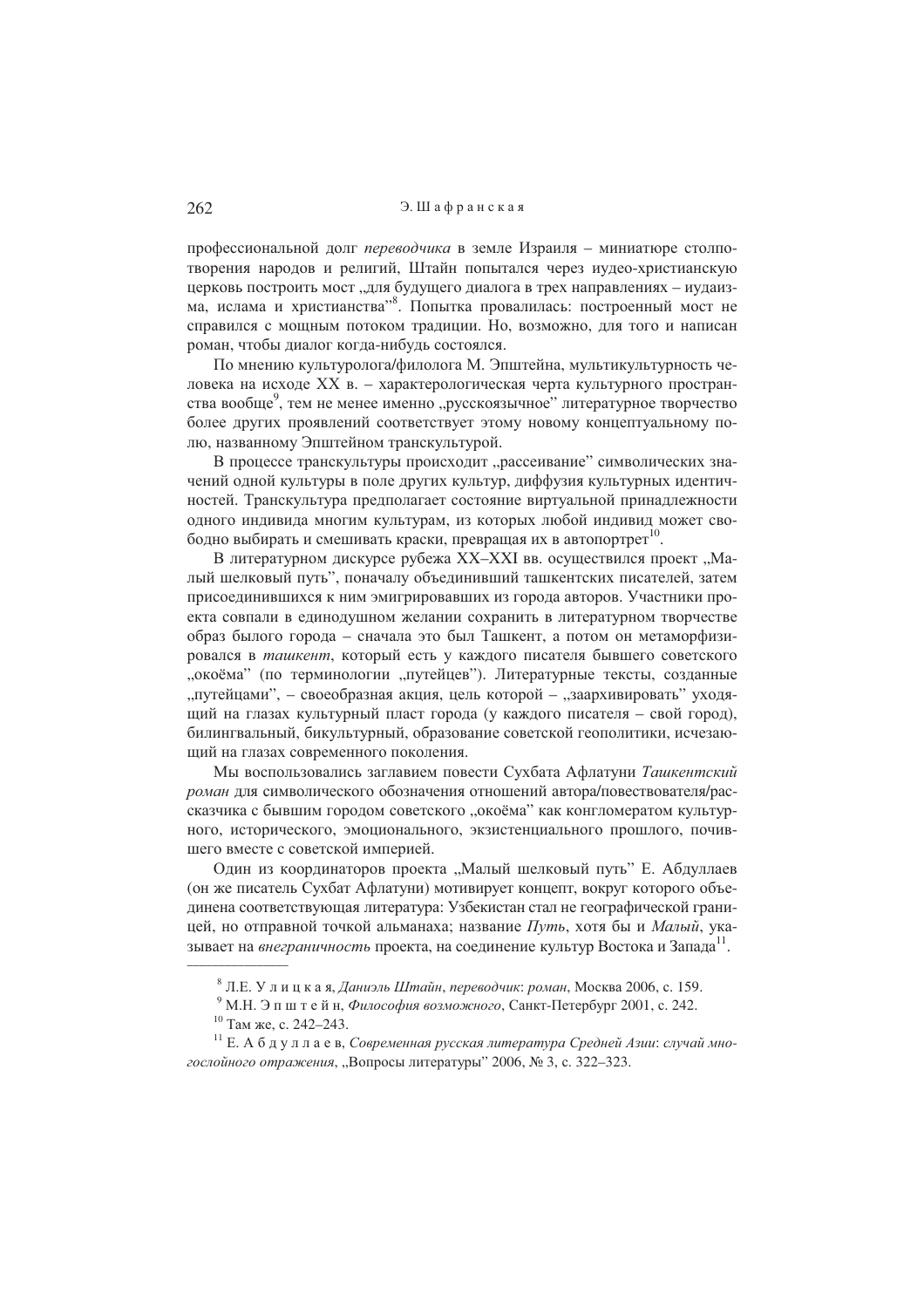профессиональной долг *переводчика* в земле Израиля – миниатюре столпотворения народов и религий, Штайн попытался через иудео-христианскую церковь построить мост „для будущего диалога в трех направлениях – иудаизма, ислама и христианства"[8]. Попытка провалилась: построенный мост не справился с мощным потоком традиции. Но, возможно, для того и написан роман, чтобы диалог когда-нибудь состоялся.

По мнению культуролога/филолога М. Эпштейна, мультикультурность человека на исходе XX в. – характерологическая черта культурного пространства вообще[9], тем не менее именно „русскоязычное" литературное творчество более других проявлений соответствует этому новому концептуальному полю, названному Эпштейном транскультурой.

В процессе транскультуры происходит „рассеивание" символических значений одной культуры в поле других культур, диффузия культурных идентичностей. Транскультура предполагает состояние виртуальной принадлежности одного индивида многим культурам, из которых любой индивид может свободно выбирать и смешивать краски, превращая их в автопортрет[10].

В литературном дискурсе рубежа XX–XXI вв. осуществился проект „Малый шелковый путь", поначалу объединивший ташкентских писателей, затем присоединившихся к ним эмигрировавших из города авторов. Участники проекта совпали в единодушном желании сохранить в литературном творчестве образ былого города – сначала это был Ташкент, а потом он метаморфизировался в *ташкент*, который есть у каждого писателя бывшего советского „окоёма" (по терминологии „путейцев"). Литературные тексты, созданные „путейцами", – своеобразная акция, цель которой – „заархивировать" уходящий на глазах культурный пласт города (у каждого писателя – свой город), билингвальный, бикультурный, образование советской геополитики, исчезающий на глазах современного поколения.

Мы воспользовались заглавием повести Сухбата Афлатуни *Ташкентский роман* для символического обозначения отношений автора/повествователя/рассказчика с бывшим городом советского „окоёма" как конгломератом культурного, исторического, эмоционального, экзистенциального прошлого, почившего вместе с советской империей.

Один из координаторов проекта „Малый шелковый путь" Е. Абдуллаев (он же писатель Сухбат Афлатуни) мотивирует концепт, вокруг которого объединена соответствующая литература: Узбекистан стал не географической границей, но отправной точкой альманаха; название *Путь*, хотя бы и *Малый*, указывает на *внеграничность* проекта, на соединение культур Востока и Запада[11].

---

[8] Л.Е. У л и ц к а я, *Даниэль Штайн, переводчик: роман*, Москва 2006, с. 159.

[9] М.Н. Э п ш т е й н, *Философия возможного*, Санкт-Петербург 2001, с. 242.

[10] Там же, с. 242–243.

[11] Е. А б д у л л а е в, *Современная русская литература Средней Азии: случай многослойного отражения*, „Вопросы литературы" 2006, № 3, с. 322–323.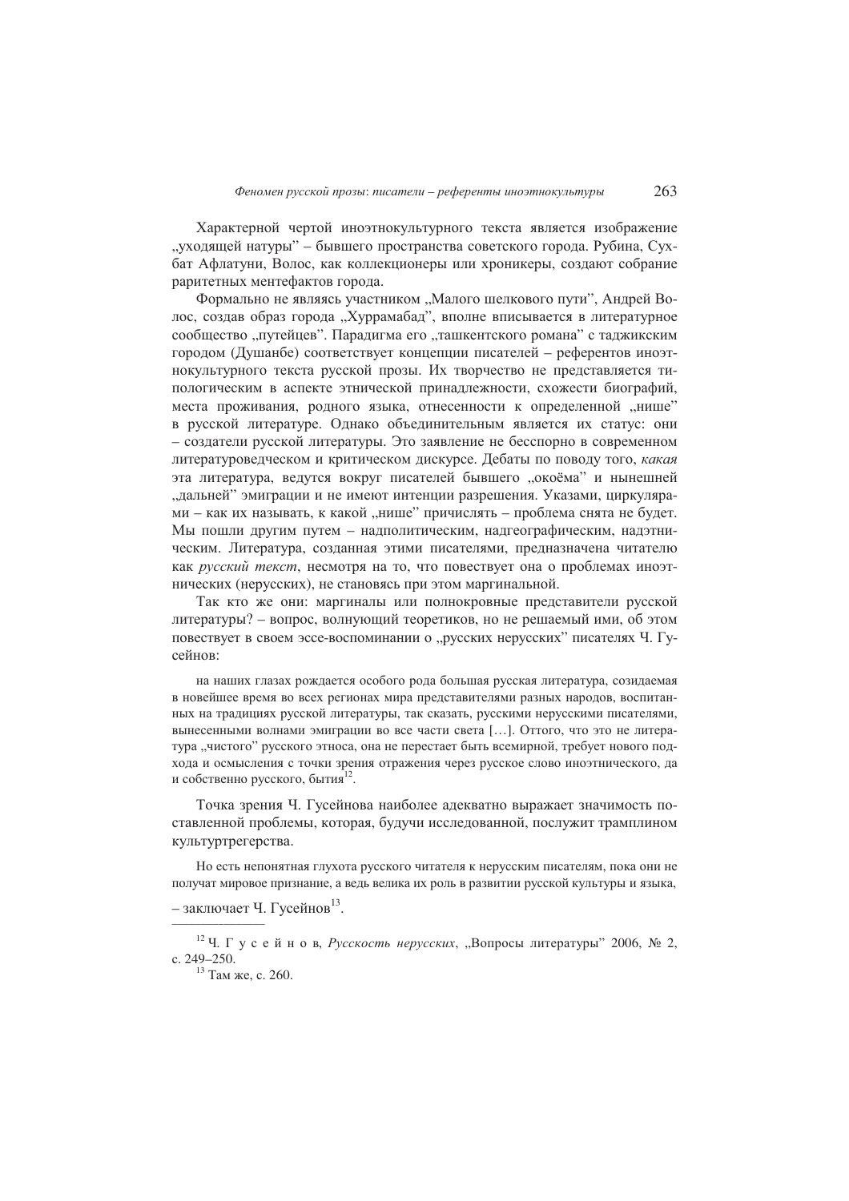Характерной чертой иноэтнокультурного текста является изображение „уходящей натуры" – бывшего пространства советского города. Рубина, Сухбат Афлатуни, Волос, как коллекционеры или хроникеры, создают собрание раритетных ментефактов города.

Формально не являясь участником „Малого шелкового пути", Андрей Волос, создав образ города „Хуррамабад", вполне вписывается в литературное сообщество „путейцев". Парадигма его „ташкентского романа" с таджикским городом (Душанбе) соответствует концепции писателей – референтов иноэтнокультурного текста русской прозы. Их творчество не представляется типологическим в аспекте этнической принадлежности, схожести биографий, места проживания, родного языка, отнесенности к определенной „нише" в русской литературе. Однако объединительным является их статус: они – создатели русской литературы. Это заявление не бесспорно в современном литературоведческом и критическом дискурсе. Дебаты по поводу того, *какая* эта литература, ведутся вокруг писателей бывшего „окоёма" и нынешней „дальней" эмиграции и не имеют интенции разрешения. Указами, циркулярами – как их называть, к какой „нише" причислять – проблема снята не будет. Мы пошли другим путем – надполитическим, надгеографическим, надэтническим. Литература, созданная этими писателями, предназначена читателю как *русский текст*, несмотря на то, что повествует она о проблемах иноэтнических (нерусских), не становясь при этом маргинальной.

Так кто же они: маргиналы или полнокровные представители русской литературы? – вопрос, волнующий теоретиков, но не решаемый ими, об этом повествует в своем эссе-воспоминании о „русских нерусских" писателях Ч. Гусейнов:

> на наших глазах рождается особого рода большая русская литература, созидаемая в новейшее время во всех регионах мира представителями разных народов, воспитанных на традициях русской литературы, так сказать, русскими нерусскими писателями, вынесенными волнами эмиграции во все части света […]. Оттого, что это не литература „чистого" русского этноса, она не перестает быть всемирной, требует нового подхода и осмысления с точки зрения отражения через русское слово иноэтнического, да и собственно русского, бытия[12].

Точка зрения Ч. Гусейнова наиболее адекватно выражает значимость поставленной проблемы, которая, будучи исследованной, послужит трамплином культуртрегерства.

> Но есть непонятная глухота русского читателя к нерусским писателям, пока они не получат мировое признание, а ведь велика их роль в развитии русской культуры и языка,

– заключает Ч. Гусейнов[13].

---

[12] Ч. Г у с е й н о в, *Русскость нерусских*, „Вопросы литературы" 2006, № 2, с. 249–250.

[13] Там же, с. 260.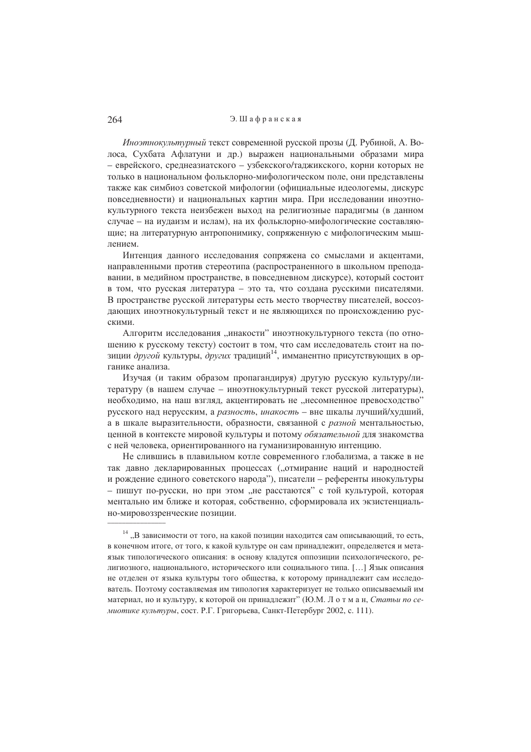*Иноэтнокультурный* текст современной русской прозы (Д. Рубиной, А. Волоса, Сухбата Афлатуни и др.) выражен национальными образами мира – еврейского, среднеазиатского – узбекского/таджикского, корни которых не только в национальном фольклорно-мифологическом поле, они представлены также как симбиоз советской мифологии (официальные идеологемы, дискурс повседневности) и национальных картин мира. При исследовании иноэтнокультурного текста неизбежен выход на религиозные парадигмы (в данном случае – на иудаизм и ислам), на их фольклорно-мифологические составляющие; на литературную антропонимику, сопряженную с мифологическим мышлением.

Интенция данного исследования сопряжена со смыслами и акцентами, направленными против стереотипа (распространенного в школьном преподавании, в медийном пространстве, в повседневном дискурсе), который состоит в том, что русская литература – это та, что создана русскими писателями. В пространстве русской литературы есть место творчеству писателей, воссоздающих иноэтнокультурный текст и не являющихся по происхождению русскими.

Алгоритм исследования „инакости" иноэтнокультурного текста (по отношению к русскому тексту) состоит в том, что сам исследователь стоит на позиции *другой* культуры, *других* традиций[14], имманентно присутствующих в органике анализа.

Изучая (и таким образом пропагандируя) другую русскую культуру/литературу (в нашем случае – иноэтнокультурный текст русской литературы), необходимо, на наш взгляд, акцентировать не „несомненное превосходство" русского над нерусским, а *разность*, *инакость* – вне шкалы лучший/худший, а в шкале выразительности, образности, связанной с *разной* ментальностью, ценной в контексте мировой культуры и потому *обязательной* для знакомства с ней человека, ориентированного на гуманизированную интенцию.

Не слившись в плавильном котле современного глобализма, а также в не так давно декларированных процессах („отмирание наций и народностей и рождение единого советского народа"), писатели – референты инокультуры – пишут по-русски, но при этом „не расстаются" с той культурой, которая ментально им ближе и которая, собственно, сформировала их экзистенциально-мировоззренческие позиции.

---

[14] „В зависимости от того, на какой позиции находится сам описывающий, то есть, в конечном итоге, от того, к какой культуре он сам принадлежит, определяется и метаязык типологического описания: в основу кладутся оппозиции психологического, религиозного, национального, исторического или социального типа. […] Язык описания не отделен от языка культуры того общества, к которому принадлежит сам исследователь. Поэтому составляемая им типология характеризует не только описываемый им материал, но и культуру, к которой он принадлежит" (Ю.М. Лотман, *Статьи по семиотике культуры*, сост. Р.Г. Григорьева, Санкт-Петербург 2002, с. 111).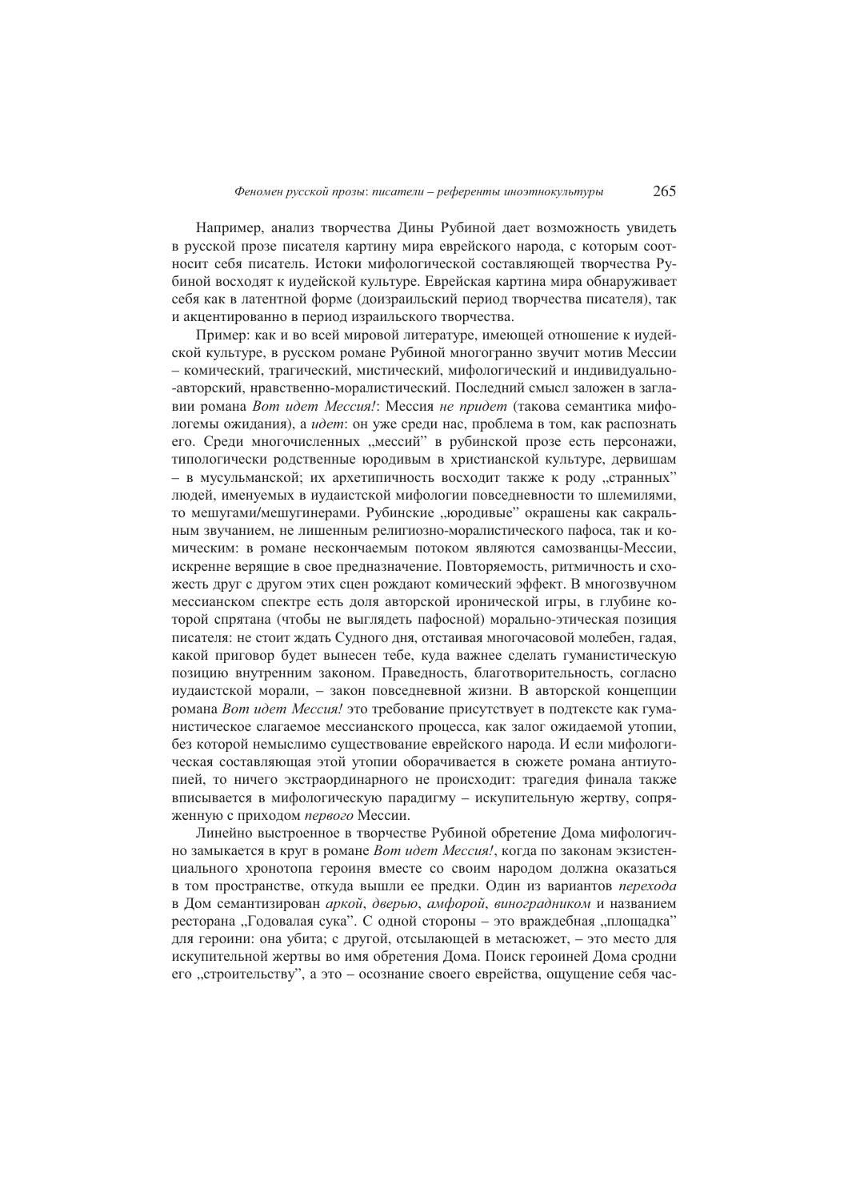Например, анализ творчества Дины Рубиной дает возможность увидеть в русской прозе писателя картину мира еврейского народа, с которым соотносит себя писатель. Истоки мифологической составляющей творчества Рубиной восходят к иудейской культуре. Еврейская картина мира обнаруживает себя как в латентной форме (доизраильский период творчества писателя), так и акцентированно в период израильского творчества.

Пример: как и во всей мировой литературе, имеющей отношение к иудейской культуре, в русском романе Рубиной многогранно звучит мотив Мессии – комический, трагический, мистический, мифологический и индивидуально-авторский, нравственно-моралистический. Последний смысл заложен в заглавии романа *Вот идет Мессия!*: Мессия *не придет* (такова семантика мифологемы ожидания), а *идет*: он уже среди нас, проблема в том, как распознать его. Среди многочисленных „мессий" в рубинской прозе есть персонажи, типологически родственные юродивым в христианской культуре, дервишам – в мусульманской; их архетипичность восходит также к роду „странных" людей, именуемых в иудаистской мифологии повседневности то шлемилями, то мешугами/мешугинерами. Рубинские „юродивые" окрашены как сакральным звучанием, не лишенным религиозно-моралистического пафоса, так и комическим: в романе нескончаемым потоком являются самозванцы-Мессии, искренне верящие в свое предназначение. Повторяемость, ритмичность и схожесть друг с другом этих сцен рождают комический эффект. В многозвучном мессианском спектре есть доля авторской иронической игры, в глубине которой спрятана (чтобы не выглядеть пафосной) морально-этическая позиция писателя: не стоит ждать Судного дня, отстаивая многочасовой молебен, гадая, какой приговор будет вынесен тебе, куда важнее сделать гуманистическую позицию внутренним законом. Праведность, благотворительность, согласно иудаистской морали, – закон повседневной жизни. В авторской концепции романа *Вот идет Мессия!* это требование присутствует в подтексте как гуманистическое слагаемое мессианского процесса, как залог ожидаемой утопии, без которой немыслимо существование еврейского народа. И если мифологическая составляющая этой утопии оборачивается в сюжете романа антиутопией, то ничего экстраординарного не происходит: трагедия финала также вписывается в мифологическую парадигму – искупительную жертву, сопряженную с приходом *первого* Мессии.

Линейно выстроенное в творчестве Рубиной обретение Дома мифологично замыкается в круг в романе *Вот идет Мессия!*, когда по законам экзистенциального хронотопа героиня вместе со своим народом должна оказаться в том пространстве, откуда вышли ее предки. Один из вариантов *перехода* в Дом семантизирован *аркой*, *дверью*, *амфорой*, *виноградником* и названием ресторана „Годовалая сука". С одной стороны – это враждебная „площадка" для героини: она убита; с другой, отсылающей в метасюжет, – это место для искупительной жертвы во имя обретения Дома. Поиск героиней Дома сродни его „строительству", а это – осознание своего еврейства, ощущение себя час-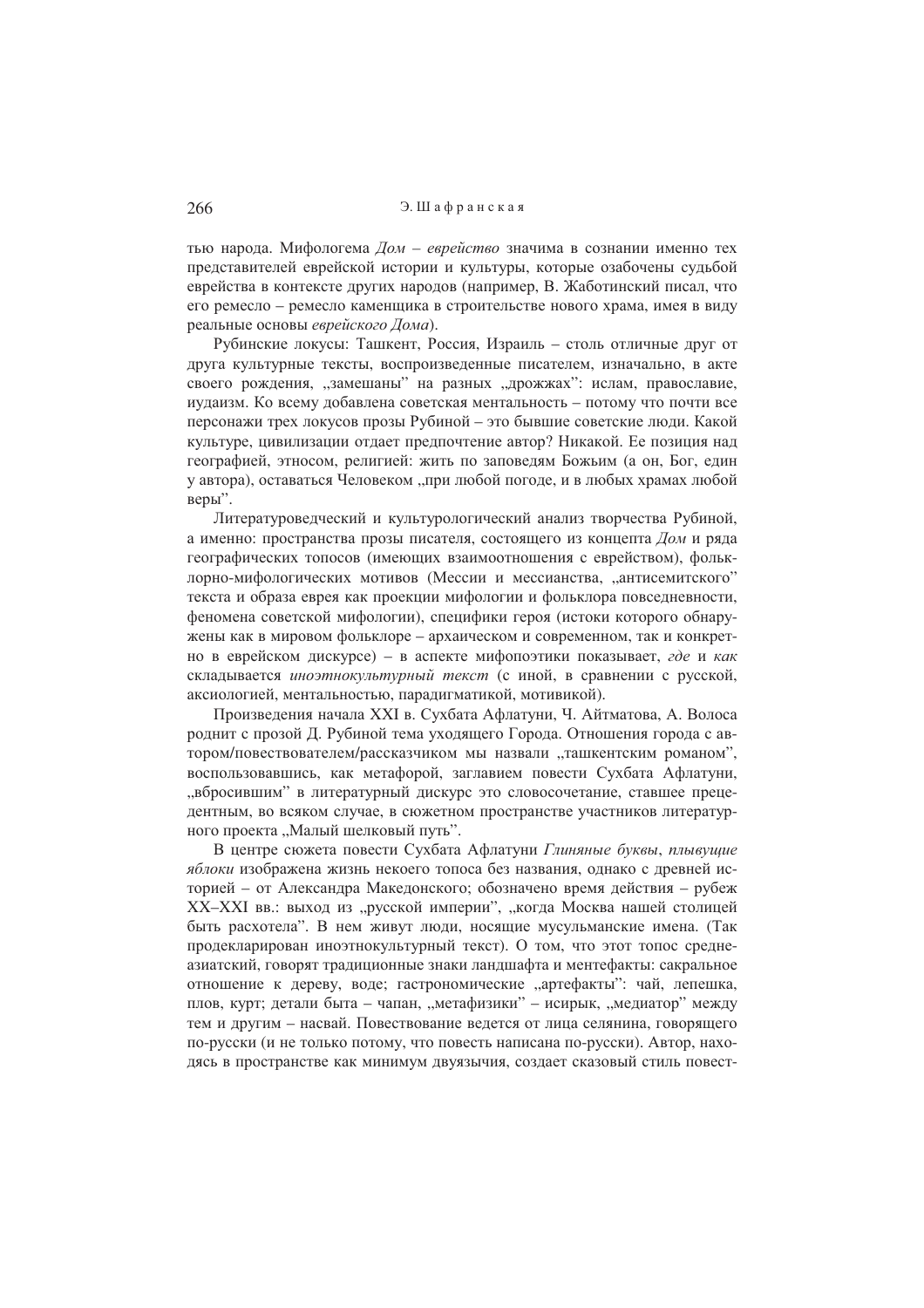тью народа. Мифологема *Дом – еврейство* значима в сознании именно тех представителей еврейской истории и культуры, которые озабочены судьбой еврейства в контексте других народов (например, В. Жаботинский писал, что его ремесло – ремесло каменщика в строительстве нового храма, имея в виду реальные основы *еврейского Дома*).

Рубинские локусы: Ташкент, Россия, Израиль – столь отличные друг от друга культурные тексты, воспроизведенные писателем, изначально, в акте своего рождения, „замешаны" на разных „дрожжах": ислам, православие, иудаизм. Ко всему добавлена советская ментальность – потому что почти все персонажи трех локусов прозы Рубиной – это бывшие советские люди. Какой культуре, цивилизации отдает предпочтение автор? Никакой. Ее позиция над географией, этносом, религией: жить по заповедям Божьим (а он, Бог, един у автора), оставаться Человеком „при любой погоде, и в любых храмах любой веры".

Литературоведческий и культурологический анализ творчества Рубиной, а именно: пространства прозы писателя, состоящего из концепта *Дом* и ряда географических топосов (имеющих взаимоотношения с еврейством), фольклорно-мифологических мотивов (Мессии и мессианства, „антисемитского" текста и образа еврея как проекции мифологии и фольклора повседневности, феномена советской мифологии), специфики героя (истоки которого обнаружены как в мировом фольклоре – архаическом и современном, так и конкретно в еврейском дискурсе) – в аспекте мифопоэтики показывает, *где* и *как* складывается *иноэтнокультурный текст* (с иной, в сравнении с русской, аксиологией, ментальностью, парадигматикой, мотивикой).

Произведения начала XXI в. Сухбата Афлатуни, Ч. Айтматова, А. Волоса роднит с прозой Д. Рубиной тема уходящего Города. Отношения города с автором/повествователем/рассказчиком мы назвали „ташкентским романом", воспользовавшись, как метафорой, заглавием повести Сухбата Афлатуни, „вбросившим" в литературный дискурс это словосочетание, ставшее прецедентным, во всяком случае, в сюжетном пространстве участников литературного проекта „Малый шелковый путь".

В центре сюжета повести Сухбата Афлатуни *Глиняные буквы, плывущие яблоки* изображена жизнь некоего топоса без названия, однако с древней историей – от Александра Македонского; обозначено время действия – рубеж XX–XXI вв.: выход из „русской империи", „когда Москва нашей столицей быть расхотела". В нем живут люди, носящие мусульманские имена. (Так продекларирован иноэтнокультурный текст). О том, что этот топос среднеазиатский, говорят традиционные знаки ландшафта и ментефакты: сакральное отношение к дереву, воде; гастрономические „артефакты": чай, лепешка, плов, курт; детали быта – чапан, „метафизики" – исирык, „медиатор" между тем и другим – насвай. Повествование ведется от лица селянина, говорящего по-русски (и не только потому, что повесть написана по-русски). Автор, находясь в пространстве как минимум двуязычия, создает сказовый стиль повест-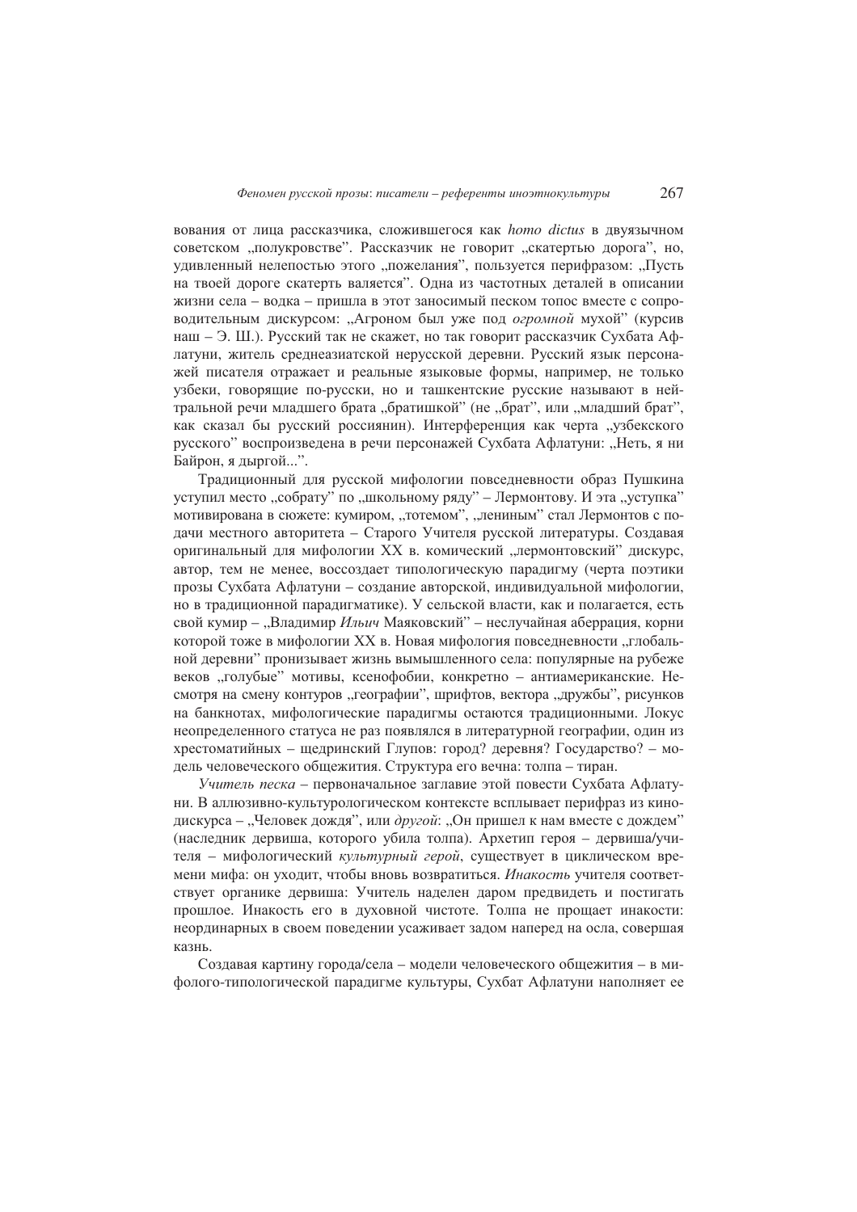вования от лица рассказчика, сложившегося как *homo dictus* в двуязычном советском „полукровстве". Рассказчик не говорит „скатертью дорога", но, удивленный нелепостью этого „пожелания", пользуется перифразом: „Пусть на твоей дороге скатерть валяется". Одна из частотных деталей в описании жизни села – водка – пришла в этот заносимый песком топос вместе с сопроводительным дискурсом: „Агроном был уже под *огромной* мухой" (курсив наш – Э. Ш.). Русский так не скажет, но так говорит рассказчик Сухбата Афлатуни, житель среднеазиатской нерусской деревни. Русский язык персонажей писателя отражает и реальные языковые формы, например, не только узбеки, говорящие по-русски, но и ташкентские русские называют в нейтральной речи младшего брата „братишкой" (не „брат", или „младший брат", как сказал бы русский россиянин). Интерференция как черта „узбекского русского" воспроизведена в речи персонажей Сухбата Афлатуни: „Неть, я ни Байрон, я дыргой...".

Традиционный для русской мифологии повседневности образ Пушкина уступил место „собрату" по „школьному ряду" – Лермонтову. И эта „уступка" мотивирована в сюжете: кумиром, „тотемом", „лениным" стал Лермонтов с подачи местного авторитета – Старого Учителя русской литературы. Создавая оригинальный для мифологии XX в. комический „лермонтовский" дискурс, автор, тем не менее, воссоздает типологическую парадигму (черта поэтики прозы Сухбата Афлатуни – создание авторской, индивидуальной мифологии, но в традиционной парадигматике). У сельской власти, как и полагается, есть свой кумир – „Владимир *Ильич* Маяковский" – неслучайная аберрация, корни которой тоже в мифологии XX в. Новая мифология повседневности „глобальной деревни" пронизывает жизнь вымышленного села: популярные на рубеже веков „голубые" мотивы, ксенофобии, конкретно – антиамериканские. Несмотря на смену контуров „географии", шрифтов, вектора „дружбы", рисунков на банкнотах, мифологические парадигмы остаются традиционными. Локус неопределенного статуса не раз появлялся в литературной географии, один из хрестоматийных – щедринский Глупов: город? деревня? Государство? – модель человеческого общежития. Структура его вечна: толпа – тиран.

*Учитель песка* – первоначальное заглавие этой повести Сухбата Афлатуни. В аллюзивно-культурологическом контексте всплывает перифраз из кинодискурса – „Человек дождя", или *другой*: „Он пришел к нам вместе с дождем" (наследник дервиша, которого убила толпа). Архетип героя – дервиша/учителя – мифологический *культурный герой*, существует в циклическом времени мифа: он уходит, чтобы вновь возвратиться. *Инакость* учителя соответствует органике дервиша: Учитель наделен даром предвидеть и постигать прошлое. Инакость его в духовной чистоте. Толпа не прощает инакости: неординарных в своем поведении усаживает задом наперед на осла, совершая казнь.

Создавая картину города/села – модели человеческого общежития – в мифолого-типологической парадигме культуры, Сухбат Афлатуни наполняет ее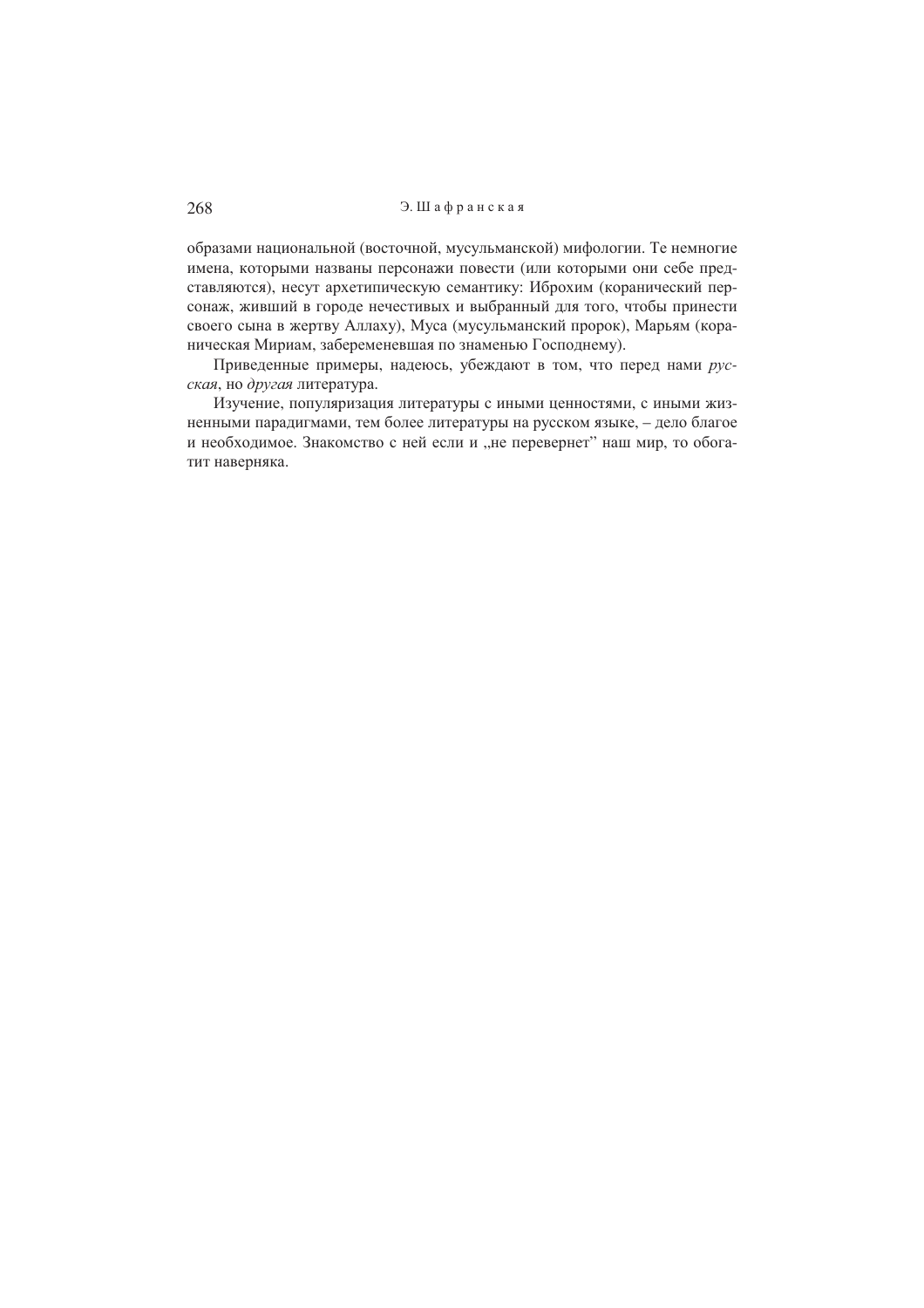образами национальной (восточной, мусульманской) мифологии. Те немногие имена, которыми названы персонажи повести (или которыми они себе представляются), несут архетипическую семантику: Иброхим (коранический персонаж, живший в городе нечестивых и выбранный для того, чтобы принести своего сына в жертву Аллаху), Муса (мусульманский пророк), Марьям (кораническая Мириам, забеременевшая по знаменью Господнему).

Приведенные примеры, надеюсь, убеждают в том, что перед нами *русская*, но *другая* литература.

Изучение, популяризация литературы с иными ценностями, с иными жизненными парадигмами, тем более литературы на русском языке, – дело благое и необходимое. Знакомство с ней если и „не перевернет" наш мир, то обогатит наверняка.